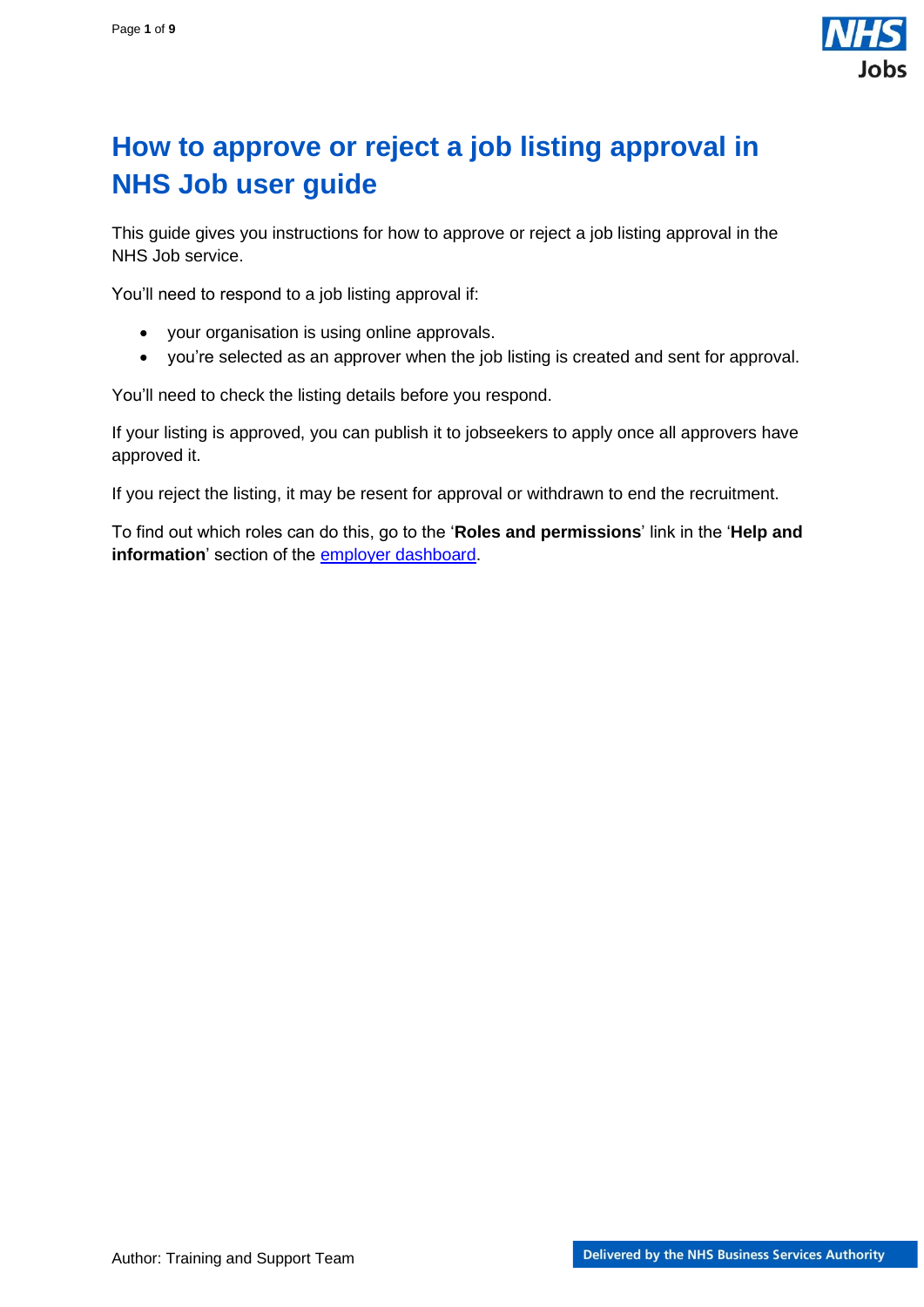# How to approve or reject a job listing approval in NHS Job user guide

This guide gives you instructions for how to approve or reject a job listing approval in the NHS Job service.

You'll need to respond to a job listing approval if:

- your organisation is using online approvals.
- you're selected as an approver when the job listing is created and sent for approval.

You'll need to check the listing details before you respond.

If your listing is approved, you can publish it to jobseekers to apply once all approvers have approved it.

If you reject the listing, it may be resent for approval or withdrawn to end the recruitment.

To find out which roles can do this, go to the '**Roles and permissions**' link in the '**Help and information**' section of the employer dashboard.

Author: Training and Support Team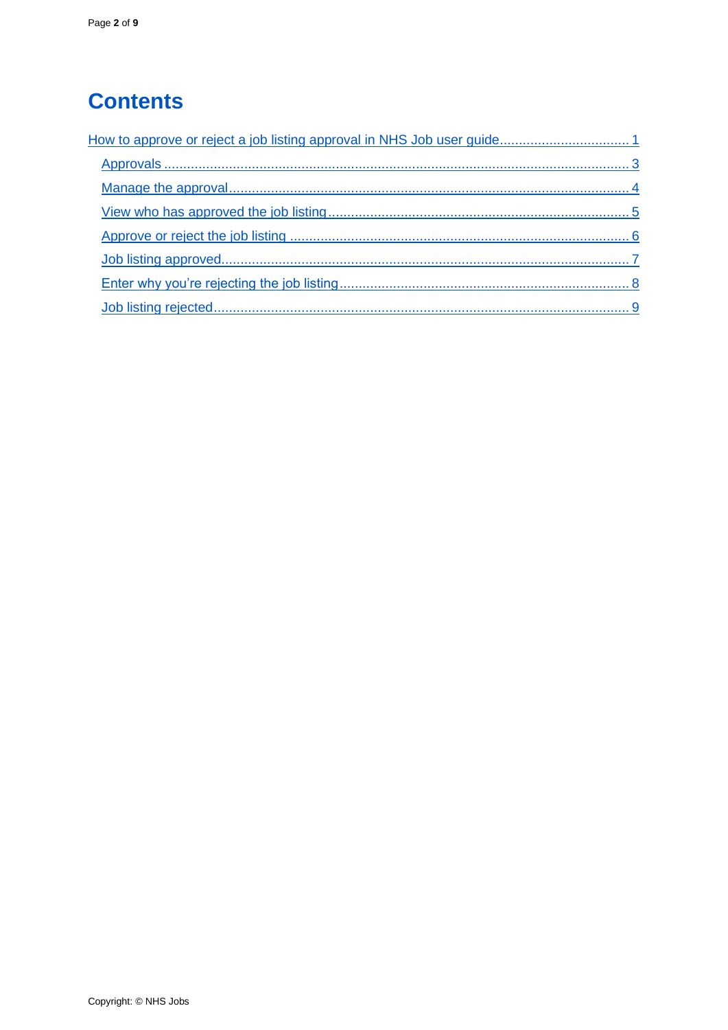# Contents

[How to approve or reject a job listing approval in NHS Job user guide](#) ..... 1

- [Approvals](#) ..... 3
- [Manage the approval](#) ..... 4
- [View who has approved the job listing](#) ..... 5
- [Approve or reject the job listing](#) ..... 6
- [Job listing approved](#) ..... 7
- [Enter why you're rejecting the job listing](#) ..... 8
- [Job listing rejected](#) ..... 9

Copyright: © NHS Jobs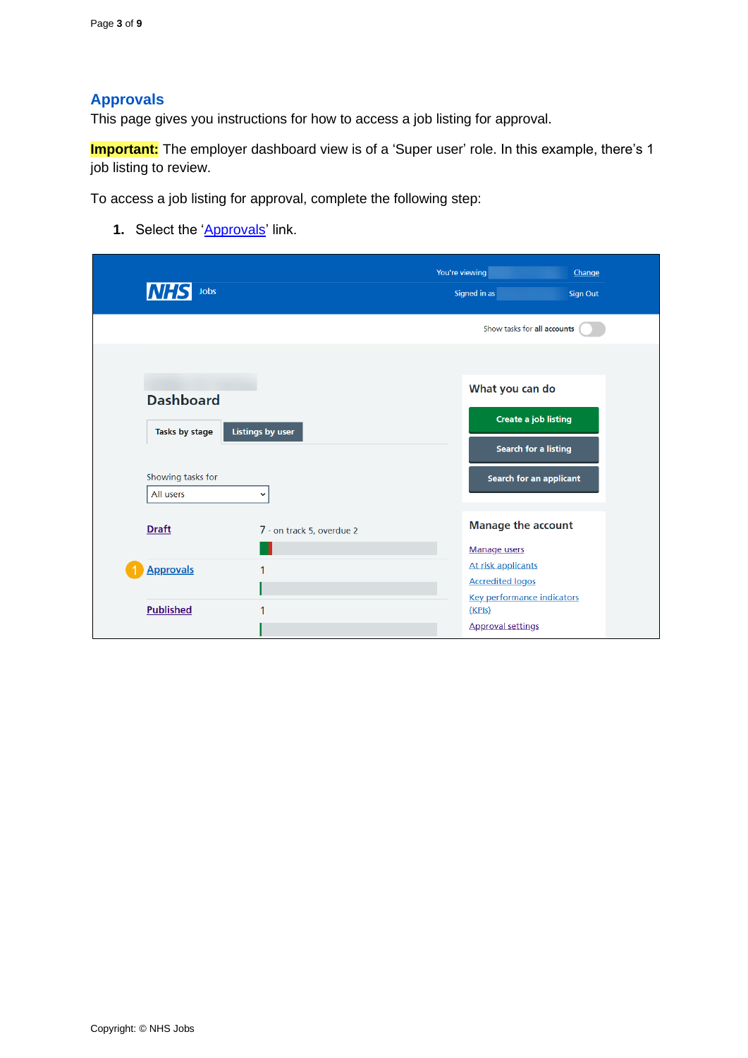## Approvals

This page gives you instructions for how to access a job listing for approval.

**Important:** The employer dashboard view is of a 'Super user' role. In this example, there's 1 job listing to review.

To access a job listing for approval, complete the following step:

1. Select the 'Approvals' link.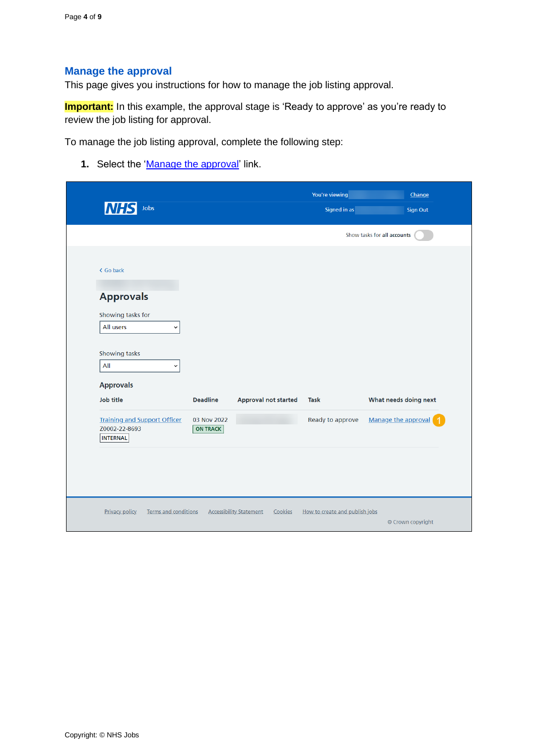## Manage the approval

This page gives you instructions for how to manage the job listing approval.

**Important:** In this example, the approval stage is 'Ready to approve' as you're ready to review the job listing for approval.

To manage the job listing approval, complete the following step:

1. Select the 'Manage the approval' link.

NHS Jobs

You're viewing Change

Signed in as Sign Out

Show tasks for **all accounts**

Go back

## Approvals

Showing tasks for

All users

Showing tasks

All

**Approvals**

| Job title | Deadline | Approval not started | Task | What needs doing next |
| --- | --- | --- | --- | --- |
| Training and Support Officer Z0002-22-8693 INTERNAL | 03 Nov 2022 ON TRACK | | Ready to approve | Manage the approval (1) |

Privacy policy Terms and conditions Accessibility Statement Cookies How to create and publish jobs

© Crown copyright

Copyright: © NHS Jobs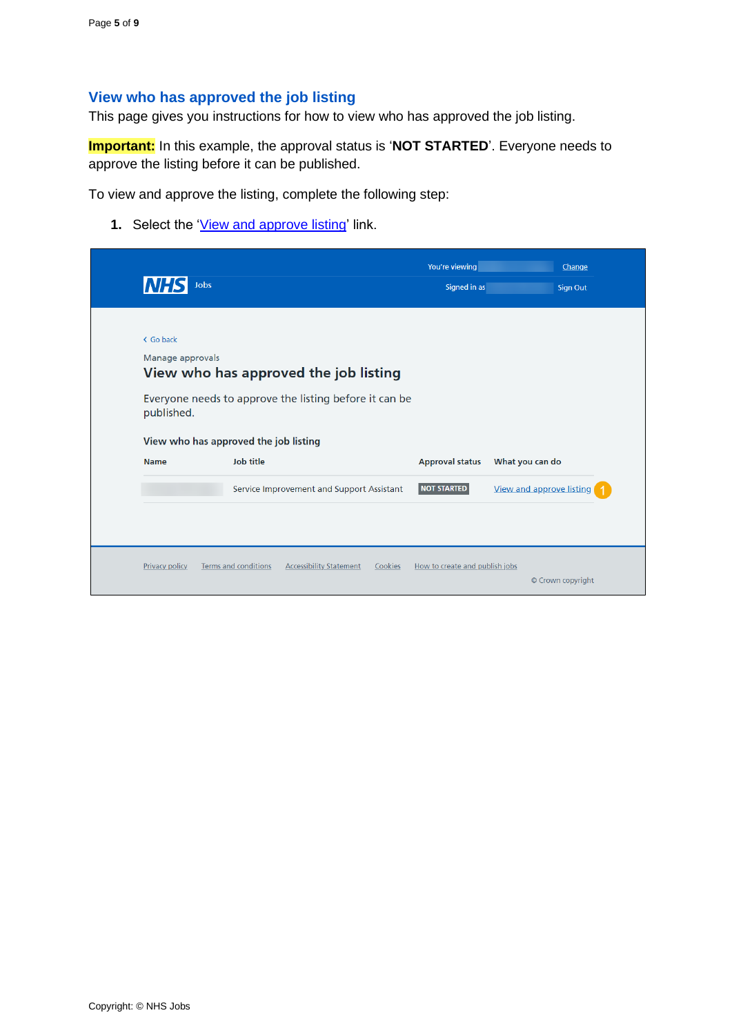## View who has approved the job listing

This page gives you instructions for how to view who has approved the job listing.

**Important:** In this example, the approval status is '**NOT STARTED**'. Everyone needs to approve the listing before it can be published.

To view and approve the listing, complete the following step:

1. Select the 'View and approve listing' link.

NHS Jobs

You're viewing Change

Signed in as Sign Out

Go back

Manage approvals

### View who has approved the job listing

Everyone needs to approve the listing before it can be published.

**View who has approved the job listing**

| Name | Job title | Approval status | What you can do |
|---|---|---|---|
| | Service Improvement and Support Assistant | NOT STARTED | View and approve listing |

Privacy policy · Terms and conditions · Accessibility Statement · Cookies · How to create and publish jobs

© Crown copyright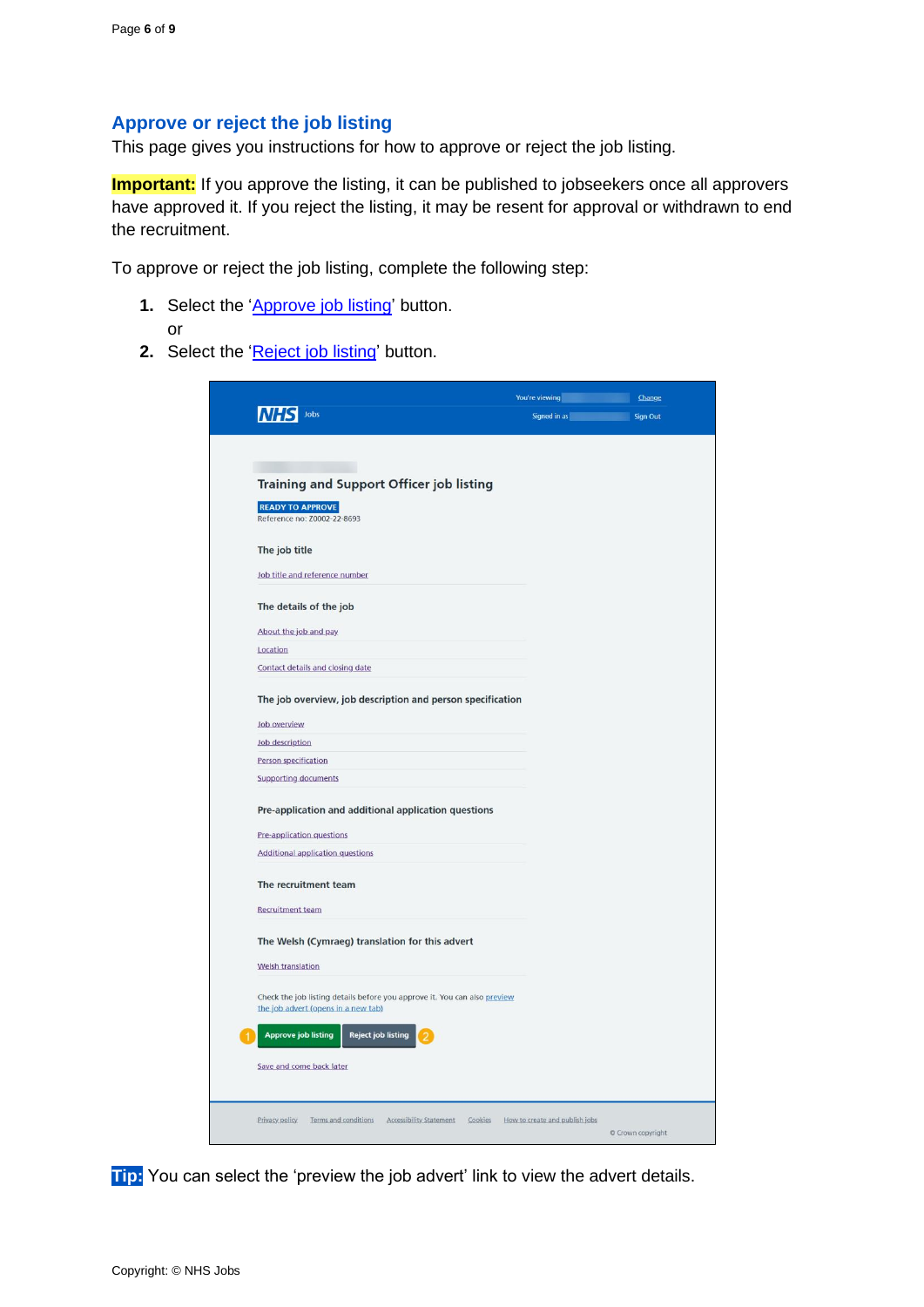## Approve or reject the job listing

This page gives you instructions for how to approve or reject the job listing.

**Important:** If you approve the listing, it can be published to jobseekers once all approvers have approved it. If you reject the listing, it may be resent for approval or withdrawn to end the recruitment.

To approve or reject the job listing, complete the following step:

1. Select the 'Approve job listing' button.
   or
2. Select the 'Reject job listing' button.

**Tip:** You can select the 'preview the job advert' link to view the advert details.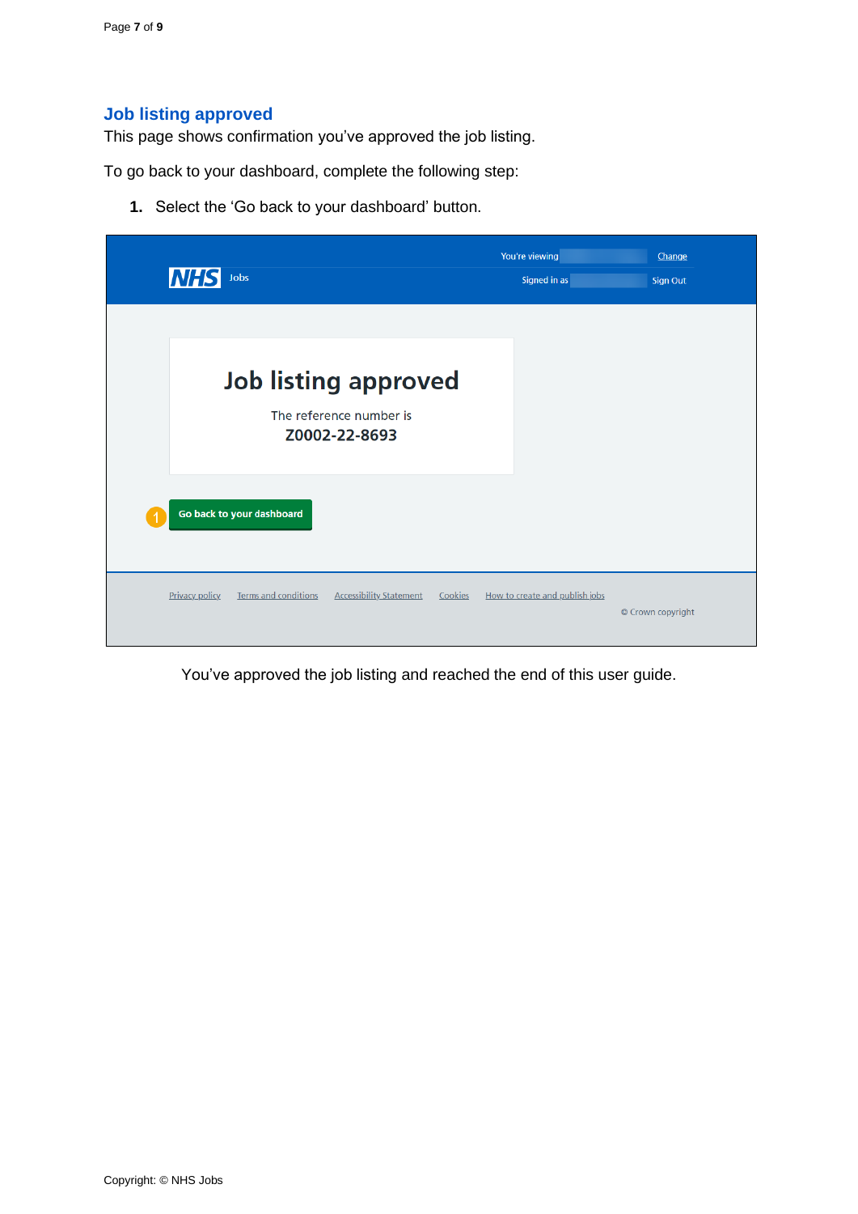## Job listing approved

This page shows confirmation you've approved the job listing.

To go back to your dashboard, complete the following step:

1. Select the 'Go back to your dashboard' button.

You've approved the job listing and reached the end of this user guide.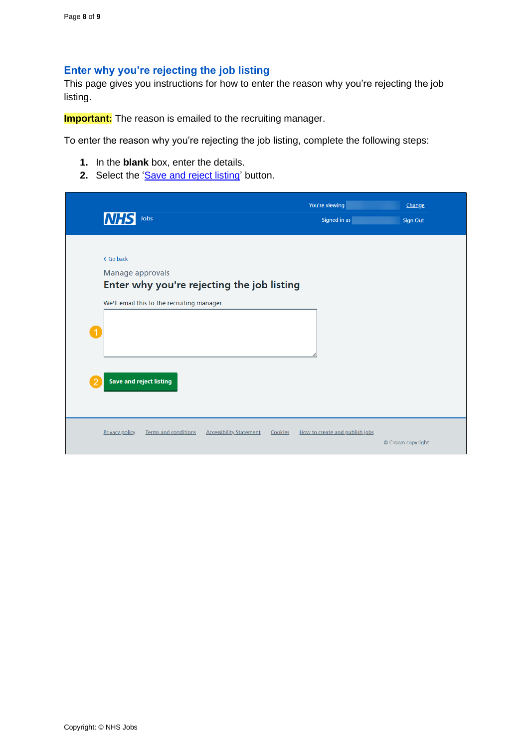## Enter why you're rejecting the job listing

This page gives you instructions for how to enter the reason why you're rejecting the job listing.

**Important:** The reason is emailed to the recruiting manager.

To enter the reason why you're rejecting the job listing, complete the following steps:

1. In the **blank** box, enter the details.
2. Select the 'Save and reject listing' button.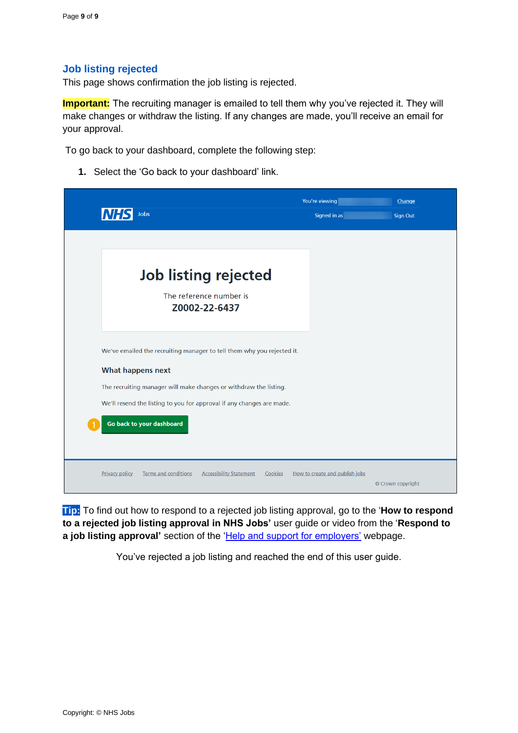## Job listing rejected

This page shows confirmation the job listing is rejected.

**Important:** The recruiting manager is emailed to tell them why you've rejected it. They will make changes or withdraw the listing. If any changes are made, you'll receive an email for your approval.

To go back to your dashboard, complete the following step:

1. Select the 'Go back to your dashboard' link.

You're viewing Change
NHS Jobs
Signed in as Sign Out

Job listing rejected

The reference number is
Z0002-22-6437

We've emailed the recruiting manager to tell them why you rejected it.

What happens next

The recruiting manager will make changes or withdraw the listing.

We'll resend the listing to you for approval if any changes are made.

1 Go back to your dashboard

Privacy policy Terms and conditions Accessibility Statement Cookies How to create and publish jobs

© Crown copyright

**Tip:** To find out how to respond to a rejected job listing approval, go to the '**How to respond to a rejected job listing approval in NHS Jobs'** user guide or video from the '**Respond to a job listing approval'** section of the 'Help and support for employers' webpage.

You've rejected a job listing and reached the end of this user guide.

Copyright: © NHS Jobs